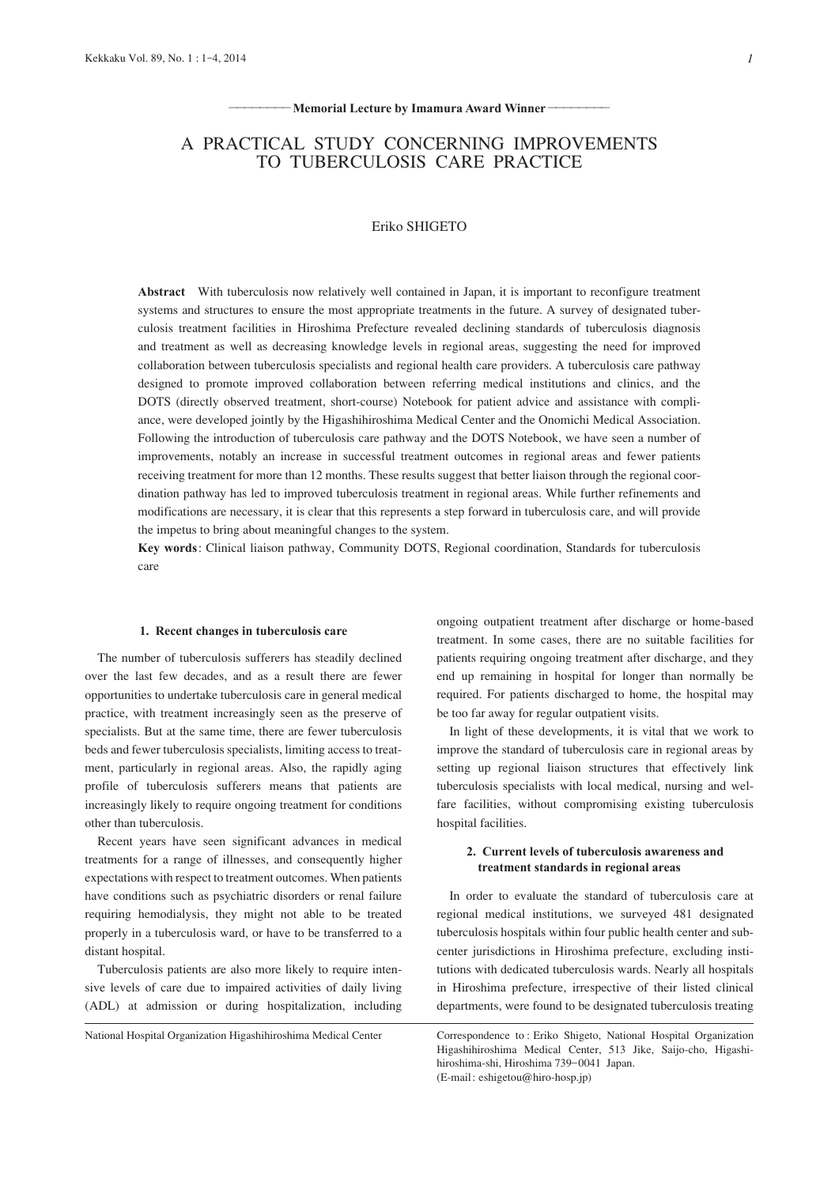Memorial Lecture by Imamura Award Winner

# A PRACTICAL STUDY CONCERNING IMPROVEMENTS TO TUBERCULOSIS CARE PRACTICE

Eriko SHIGETO

**Abstract** With tuberculosis now relatively well contained in Japan, it is important to reconfigure treatment systems and structures to ensure the most appropriate treatments in the future. A survey of designated tuberculosis treatment facilities in Hiroshima Prefecture revealed declining standards of tuberculosis diagnosis and treatment as well as decreasing knowledge levels in regional areas, suggesting the need for improved collaboration between tuberculosis specialists and regional health care providers. A tuberculosis care pathway designed to promote improved collaboration between referring medical institutions and clinics, and the DOTS (directly observed treatment, short-course) Notebook for patient advice and assistance with compliance, were developed jointly by the Higashihiroshima Medical Center and the Onomichi Medical Association. Following the introduction of tuberculosis care pathway and the DOTS Notebook, we have seen a number of improvements, notably an increase in successful treatment outcomes in regional areas and fewer patients receiving treatment for more than 12 months. These results suggest that better liaison through the regional coordination pathway has led to improved tuberculosis treatment in regional areas. While further refinements and modifications are necessary, it is clear that this represents a step forward in tuberculosis care, and will provide the impetus to bring about meaningful changes to the system.

**Key words**: Clinical liaison pathway, Community DOTS, Regional coordination, Standards for tuberculosis care

### 1. Recent changes in tuberculosis care

The number of tuberculosis sufferers has steadily declined over the last few decades, and as a result there are fewer opportunities to undertake tuberculosis care in general medical practice, with treatment increasingly seen as the preserve of specialists. But at the same time, there are fewer tuberculosis beds and fewer tuberculosis specialists, limiting access to treatment, particularly in regional areas. Also, the rapidly aging profile of tuberculosis sufferers means that patients are increasingly likely to require ongoing treatment for conditions other than tuberculosis.

Recent years have seen significant advances in medical treatments for a range of illnesses, and consequently higher expectations with respect to treatment outcomes. When patients have conditions such as psychiatric disorders or renal failure requiring hemodialysis, they might not able to be treated properly in a tuberculosis ward, or have to be transferred to a distant hospital.

Tuberculosis patients are also more likely to require intensive levels of care due to impaired activities of daily living (ADL) at admission or during hospitalization, including ongoing outpatient treatment after discharge or home-based treatment. In some cases, there are no suitable facilities for patients requiring ongoing treatment after discharge, and they end up remaining in hospital for longer than normally be required. For patients discharged to home, the hospital may be too far away for regular outpatient visits.

In light of these developments, it is vital that we work to improve the standard of tuberculosis care in regional areas by setting up regional liaison structures that effectively link tuberculosis specialists with local medical, nursing and welfare facilities, without compromising existing tuberculosis hospital facilities.

### 2. Current levels of tuberculosis awareness and treatment standards in regional areas

In order to evaluate the standard of tuberculosis care at regional medical institutions, we surveyed 481 designated tuberculosis hospitals within four public health center and subcenter jurisdictions in Hiroshima prefecture, excluding institutions with dedicated tuberculosis wards. Nearly all hospitals in Hiroshima prefecture, irrespective of their listed clinical departments, were found to be designated tuberculosis treating

National Hospital Organization Higashihiroshima Medical Center

Correspondence to: Eriko Shigeto, National Hospital Organization Higashihiroshima Medical Center, 513 Jike, Saijo-cho, Higashihiroshima-shi, Hiroshima 739–0041 Japan. (E-mail: eshigetou@hiro-hosp.jp)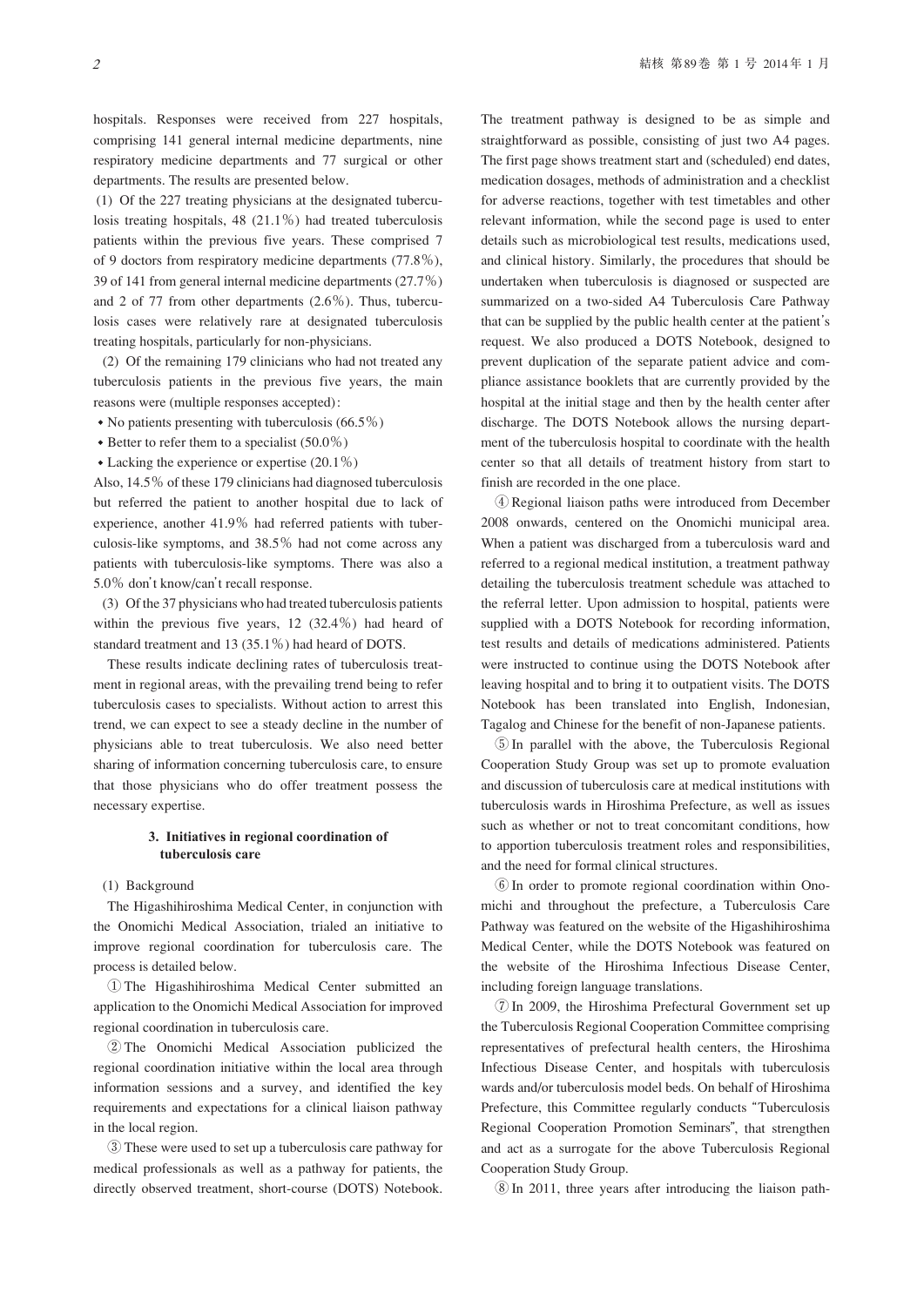hospitals. Responses were received from 227 hospitals, comprising 141 general internal medicine departments, nine respiratory medicine departments and 77 surgical or other departments. The results are presented below.

(1) Of the 227 treating physicians at the designated tuberculosis treating hospitals, 48 (21.1%) had treated tuberculosis patients within the previous five years. These comprised 7 of 9 doctors from respiratory medicine departments (77.8%), 39 of 141 from general internal medicine departments (27.7%) and 2 of 77 from other departments (2.6%). Thus, tuberculosis cases were relatively rare at designated tuberculosis treating hospitals, particularly for non-physicians.

(2) Of the remaining 179 clinicians who had not treated any tuberculosis patients in the previous five years, the main reasons were (multiple responses accepted):

- No patients presenting with tuberculosis (66.5%)
- Better to refer them to a specialist (50.0%)
- Lacking the experience or expertise (20.1%)

Also, 14.5% of these 179 clinicians had diagnosed tuberculosis but referred the patient to another hospital due to lack of experience, another 41.9% had referred patients with tuberculosis-like symptoms, and 38.5% had not come across any patients with tuberculosis-like symptoms. There was also a 5.0% don't know/can't recall response.

(3) Of the 37 physicians who had treated tuberculosis patients within the previous five years, 12 (32.4%) had heard of standard treatment and 13 (35.1%) had heard of DOTS.

These results indicate declining rates of tuberculosis treatment in regional areas, with the prevailing trend being to refer tuberculosis cases to specialists. Without action to arrest this trend, we can expect to see a steady decline in the number of physicians able to treat tuberculosis. We also need better sharing of information concerning tuberculosis care, to ensure that those physicians who do offer treatment possess the necessary expertise.

## 3. Initiatives in regional coordination of tuberculosis care

(1) Background

The Higashihiroshima Medical Center, in conjunction with the Onomichi Medical Association, trialed an initiative to improve regional coordination for tuberculosis care. The process is detailed below.

① The Higashihiroshima Medical Center submitted an application to the Onomichi Medical Association for improved regional coordination in tuberculosis care.

② The Onomichi Medical Association publicized the regional coordination initiative within the local area through information sessions and a survey, and identified the key requirements and expectations for a clinical liaison pathway in the local region.

③ These were used to set up a tuberculosis care pathway for medical professionals as well as a pathway for patients, the directly observed treatment, short-course (DOTS) Notebook. The treatment pathway is designed to be as simple and straightforward as possible, consisting of just two A4 pages. The first page shows treatment start and (scheduled) end dates, medication dosages, methods of administration and a checklist for adverse reactions, together with test timetables and other relevant information, while the second page is used to enter details such as microbiological test results, medications used, and clinical history. Similarly, the procedures that should be undertaken when tuberculosis is diagnosed or suspected are summarized on a two-sided A4 Tuberculosis Care Pathway that can be supplied by the public health center at the patient's request. We also produced a DOTS Notebook, designed to prevent duplication of the separate patient advice and compliance assistance booklets that are currently provided by the hospital at the initial stage and then by the health center after discharge. The DOTS Notebook allows the nursing department of the tuberculosis hospital to coordinate with the health center so that all details of treatment history from start to finish are recorded in the one place.

④ Regional liaison paths were introduced from December 2008 onwards, centered on the Onomichi municipal area. When a patient was discharged from a tuberculosis ward and referred to a regional medical institution, a treatment pathway detailing the tuberculosis treatment schedule was attached to the referral letter. Upon admission to hospital, patients were supplied with a DOTS Notebook for recording information, test results and details of medications administered. Patients were instructed to continue using the DOTS Notebook after leaving hospital and to bring it to outpatient visits. The DOTS Notebook has been translated into English, Indonesian, Tagalog and Chinese for the benefit of non-Japanese patients.

⑤ In parallel with the above, the Tuberculosis Regional Cooperation Study Group was set up to promote evaluation and discussion of tuberculosis care at medical institutions with tuberculosis wards in Hiroshima Prefecture, as well as issues such as whether or not to treat concomitant conditions, how to apportion tuberculosis treatment roles and responsibilities, and the need for formal clinical structures.

⑥ In order to promote regional coordination within Onomichi and throughout the prefecture, a Tuberculosis Care Pathway was featured on the website of the Higashihiroshima Medical Center, while the DOTS Notebook was featured on the website of the Hiroshima Infectious Disease Center, including foreign language translations.

⑦ In 2009, the Hiroshima Prefectural Government set up the Tuberculosis Regional Cooperation Committee comprising representatives of prefectural health centers, the Hiroshima Infectious Disease Center, and hospitals with tuberculosis wards and/or tuberculosis model beds. On behalf of Hiroshima Prefecture, this Committee regularly conducts "Tuberculosis Regional Cooperation Promotion Seminars", that strengthen and act as a surrogate for the above Tuberculosis Regional Cooperation Study Group.

⑧ In 2011, three years after introducing the liaison path-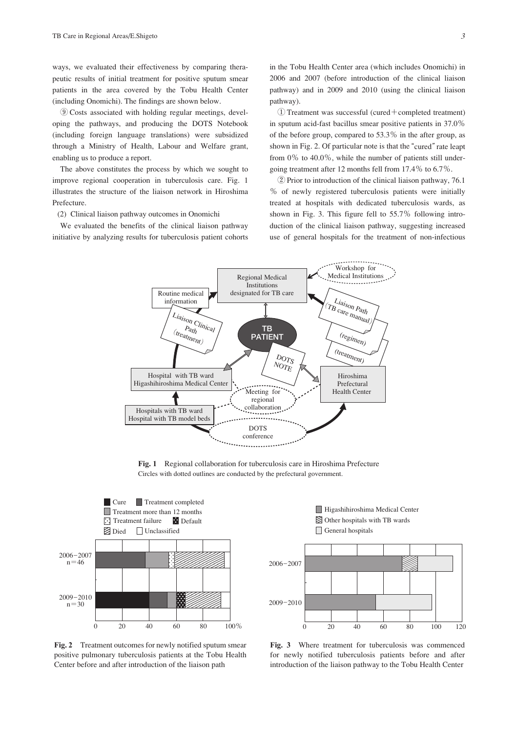ways, we evaluated their effectiveness by comparing therapeutic results of initial treatment for positive sputum smear patients in the area covered by the Tobu Health Center (including Onomichi). The findings are shown below.

⑨ Costs associated with holding regular meetings, developing the pathways, and producing the DOTS Notebook (including foreign language translations) were subsidized through a Ministry of Health, Labour and Welfare grant, enabling us to produce a report.

The above constitutes the process by which we sought to improve regional cooperation in tuberculosis care. Fig. 1 illustrates the structure of the liaison network in Hiroshima Prefecture.

(2) Clinical liaison pathway outcomes in Onomichi

We evaluated the benefits of the clinical liaison pathway initiative by analyzing results for tuberculosis patient cohorts in the Tobu Health Center area (which includes Onomichi) in 2006 and 2007 (before introduction of the clinical liaison pathway) and in 2009 and 2010 (using the clinical liaison pathway).

① Treatment was successful (cured＋completed treatment) in sputum acid-fast bacillus smear positive patients in 37.0% of the before group, compared to 53.3% in the after group, as shown in Fig. 2. Of particular note is that the "cured" rate leapt from 0% to 40.0%, while the number of patients still undergoing treatment after 12 months fell from 17.4% to 6.7%.

② Prior to introduction of the clinical liaison pathway, 76.1 % of newly registered tuberculosis patients were initially treated at hospitals with dedicated tuberculosis wards, as shown in Fig. 3. This figure fell to 55.7% following introduction of the clinical liaison pathway, suggesting increased use of general hospitals for the treatment of non-infectious

**Fig. 1** Regional collaboration for tuberculosis care in Hiroshima Prefecture
Circles with dotted outlines are conducted by the prefectural government.

**Fig. 2** Treatment outcomes for newly notified sputum smear positive pulmonary tuberculosis patients at the Tobu Health Center before and after introduction of the liaison path

**Fig. 3** Where treatment for tuberculosis was commenced for newly notified tuberculosis patients before and after introduction of the liaison pathway to the Tobu Health Center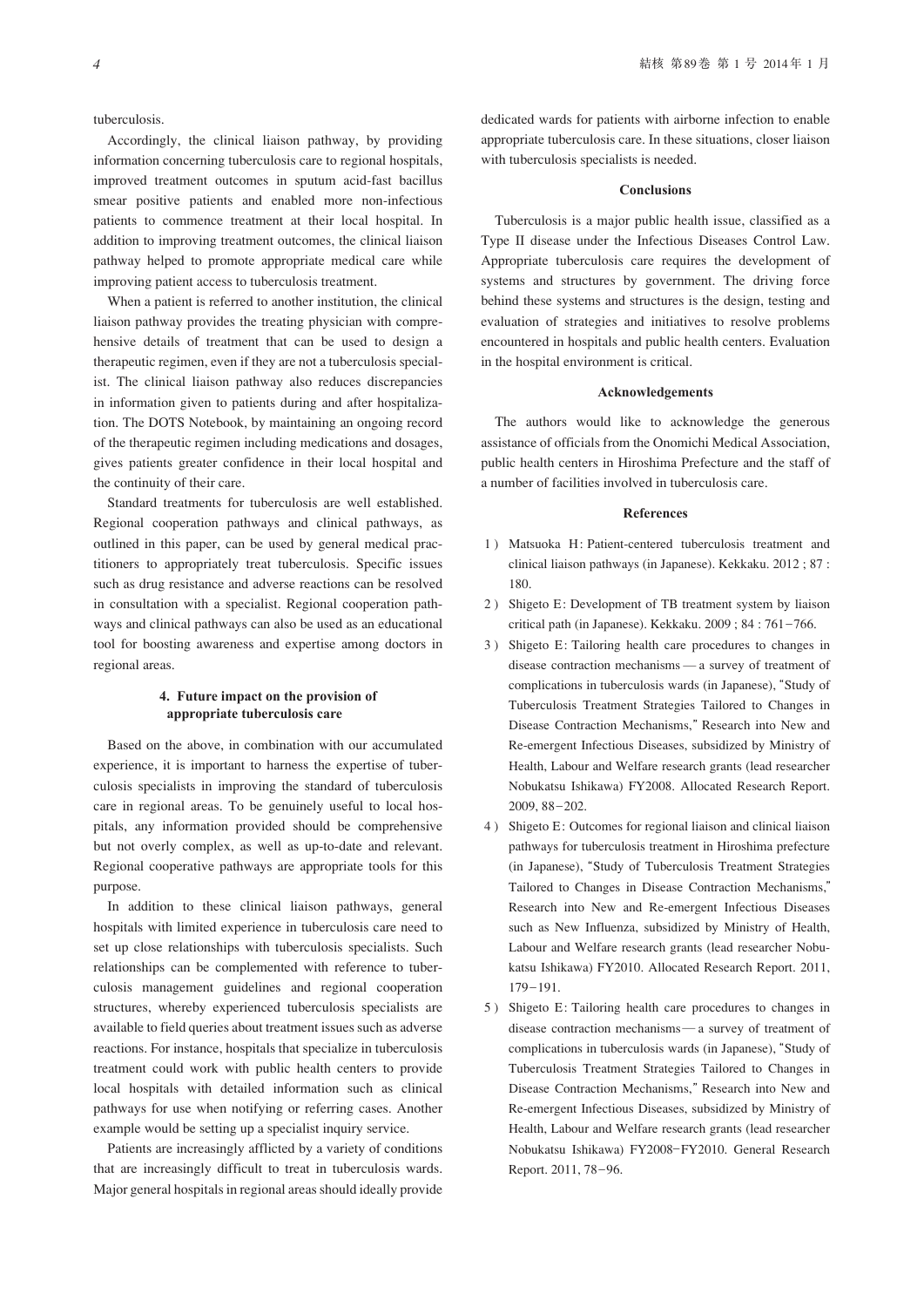tuberculosis.

Accordingly, the clinical liaison pathway, by providing information concerning tuberculosis care to regional hospitals, improved treatment outcomes in sputum acid-fast bacillus smear positive patients and enabled more non-infectious patients to commence treatment at their local hospital. In addition to improving treatment outcomes, the clinical liaison pathway helped to promote appropriate medical care while improving patient access to tuberculosis treatment.

When a patient is referred to another institution, the clinical liaison pathway provides the treating physician with comprehensive details of treatment that can be used to design a therapeutic regimen, even if they are not a tuberculosis specialist. The clinical liaison pathway also reduces discrepancies in information given to patients during and after hospitalization. The DOTS Notebook, by maintaining an ongoing record of the therapeutic regimen including medications and dosages, gives patients greater confidence in their local hospital and the continuity of their care.

Standard treatments for tuberculosis are well established. Regional cooperation pathways and clinical pathways, as outlined in this paper, can be used by general medical practitioners to appropriately treat tuberculosis. Specific issues such as drug resistance and adverse reactions can be resolved in consultation with a specialist. Regional cooperation pathways and clinical pathways can also be used as an educational tool for boosting awareness and expertise among doctors in regional areas.

### 4. Future impact on the provision of appropriate tuberculosis care

Based on the above, in combination with our accumulated experience, it is important to harness the expertise of tuberculosis specialists in improving the standard of tuberculosis care in regional areas. To be genuinely useful to local hospitals, any information provided should be comprehensive but not overly complex, as well as up-to-date and relevant. Regional cooperative pathways are appropriate tools for this purpose.

In addition to these clinical liaison pathways, general hospitals with limited experience in tuberculosis care need to set up close relationships with tuberculosis specialists. Such relationships can be complemented with reference to tuberculosis management guidelines and regional cooperation structures, whereby experienced tuberculosis specialists are available to field queries about treatment issues such as adverse reactions. For instance, hospitals that specialize in tuberculosis treatment could work with public health centers to provide local hospitals with detailed information such as clinical pathways for use when notifying or referring cases. Another example would be setting up a specialist inquiry service.

Patients are increasingly afflicted by a variety of conditions that are increasingly difficult to treat in tuberculosis wards. Major general hospitals in regional areas should ideally provide dedicated wards for patients with airborne infection to enable appropriate tuberculosis care. In these situations, closer liaison with tuberculosis specialists is needed.

## Conclusions

Tuberculosis is a major public health issue, classified as a Type II disease under the Infectious Diseases Control Law. Appropriate tuberculosis care requires the development of systems and structures by government. The driving force behind these systems and structures is the design, testing and evaluation of strategies and initiatives to resolve problems encountered in hospitals and public health centers. Evaluation in the hospital environment is critical.

## Acknowledgements

The authors would like to acknowledge the generous assistance of officials from the Onomichi Medical Association, public health centers in Hiroshima Prefecture and the staff of a number of facilities involved in tuberculosis care.

## References

1) Matsuoka H: Patient-centered tuberculosis treatment and clinical liaison pathways (in Japanese). Kekkaku. 2012 ; 87 : 180.
2) Shigeto E: Development of TB treatment system by liaison critical path (in Japanese). Kekkaku. 2009 ; 84 : 761–766.
3) Shigeto E: Tailoring health care procedures to changes in disease contraction mechanisms — a survey of treatment of complications in tuberculosis wards (in Japanese), "Study of Tuberculosis Treatment Strategies Tailored to Changes in Disease Contraction Mechanisms," Research into New and Re-emergent Infectious Diseases, subsidized by Ministry of Health, Labour and Welfare research grants (lead researcher Nobukatsu Ishikawa) FY2008. Allocated Research Report. 2009, 88–202.
4) Shigeto E: Outcomes for regional liaison and clinical liaison pathways for tuberculosis treatment in Hiroshima prefecture (in Japanese), "Study of Tuberculosis Treatment Strategies Tailored to Changes in Disease Contraction Mechanisms," Research into New and Re-emergent Infectious Diseases such as New Influenza, subsidized by Ministry of Health, Labour and Welfare research grants (lead researcher Nobukatsu Ishikawa) FY2010. Allocated Research Report. 2011, 179–191.
5) Shigeto E: Tailoring health care procedures to changes in disease contraction mechanisms — a survey of treatment of complications in tuberculosis wards (in Japanese), "Study of Tuberculosis Treatment Strategies Tailored to Changes in Disease Contraction Mechanisms," Research into New and Re-emergent Infectious Diseases, subsidized by Ministry of Health, Labour and Welfare research grants (lead researcher Nobukatsu Ishikawa) FY2008–FY2010. General Research Report. 2011, 78–96.